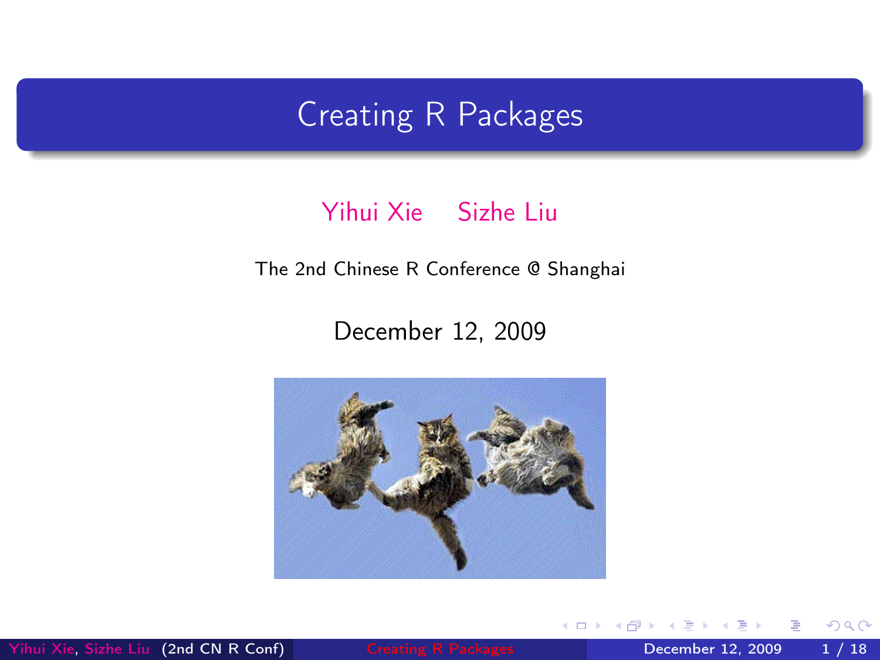# Creating R Packages

Yihui Xie    Sizhe Liu

The 2nd Chinese R Conference @ Shanghai

December 12, 2009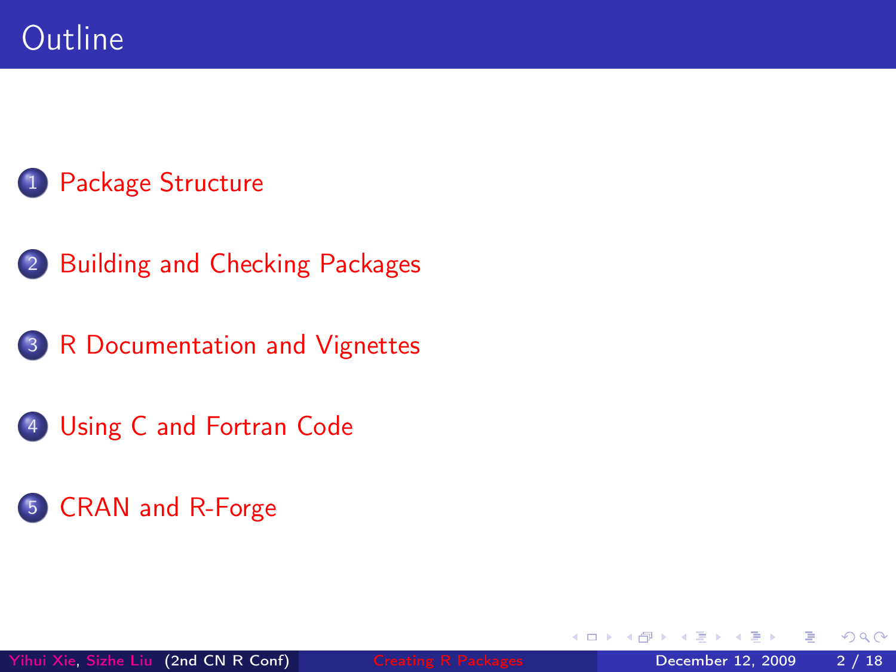# Outline

1. Package Structure
2. Building and Checking Packages
3. R Documentation and Vignettes
4. Using C and Fortran Code
5. CRAN and R-Forge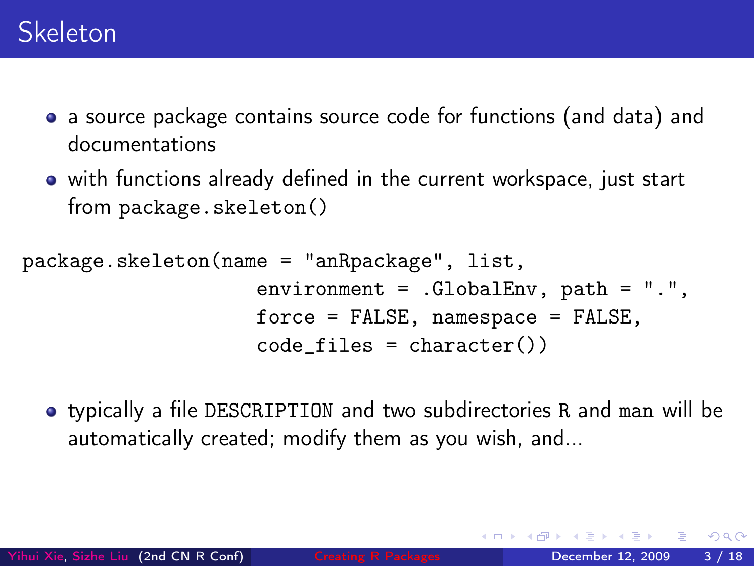# Skeleton

- a source package contains source code for functions (and data) and documentations
- with functions already defined in the current workspace, just start from `package.skeleton()`

```
package.skeleton(name = "anRpackage", list,
                 environment = .GlobalEnv, path = ".",
                 force = FALSE, namespace = FALSE,
                 code_files = character())
```

- typically a file `DESCRIPTION` and two subdirectories `R` and `man` will be automatically created; modify them as you wish, and...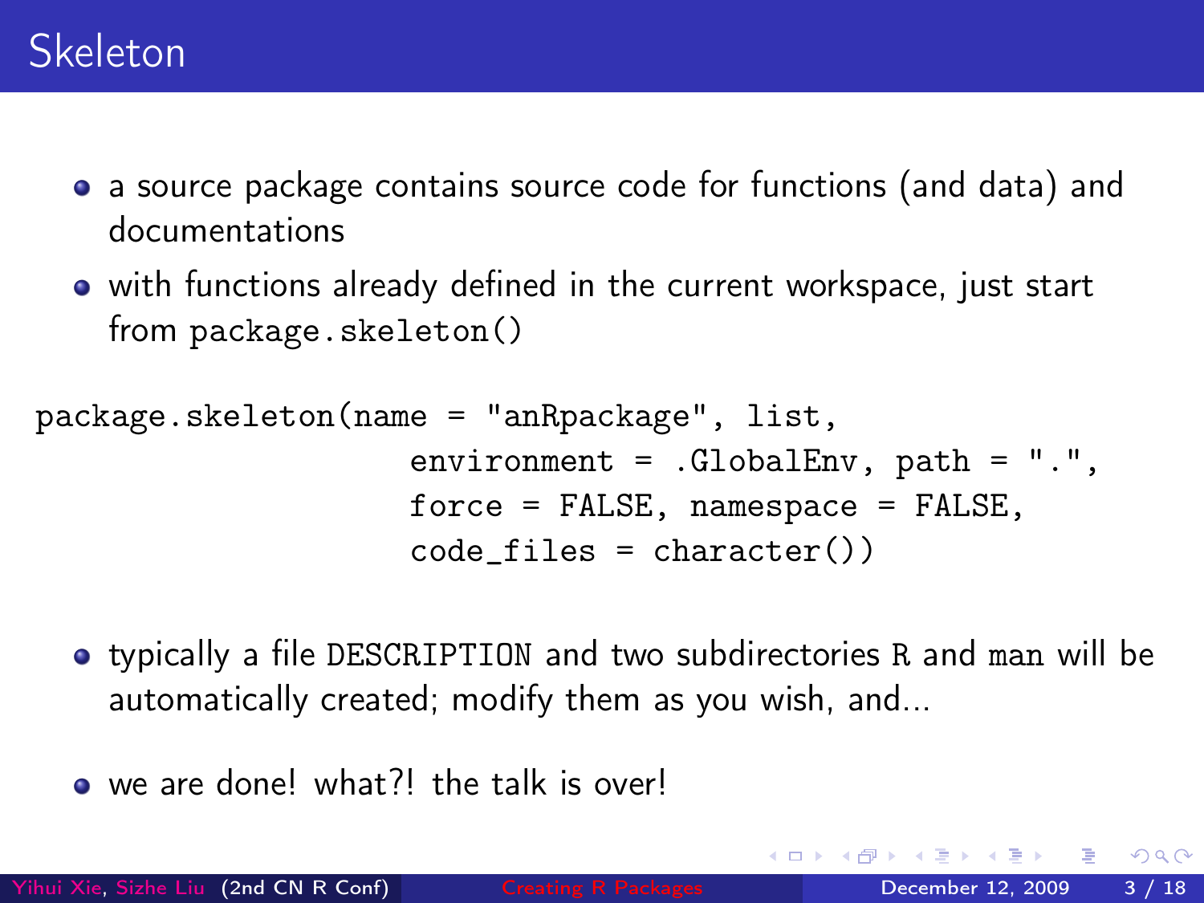# Skeleton

- a source package contains source code for functions (and data) and documentations
- with functions already defined in the current workspace, just start from `package.skeleton()`

```
package.skeleton(name = "anRpackage", list,
                 environment = .GlobalEnv, path = ".",
                 force = FALSE, namespace = FALSE,
                 code_files = character())
```

- typically a file `DESCRIPTION` and two subdirectories `R` and `man` will be automatically created; modify them as you wish, and...
- we are done! what?! the talk is over!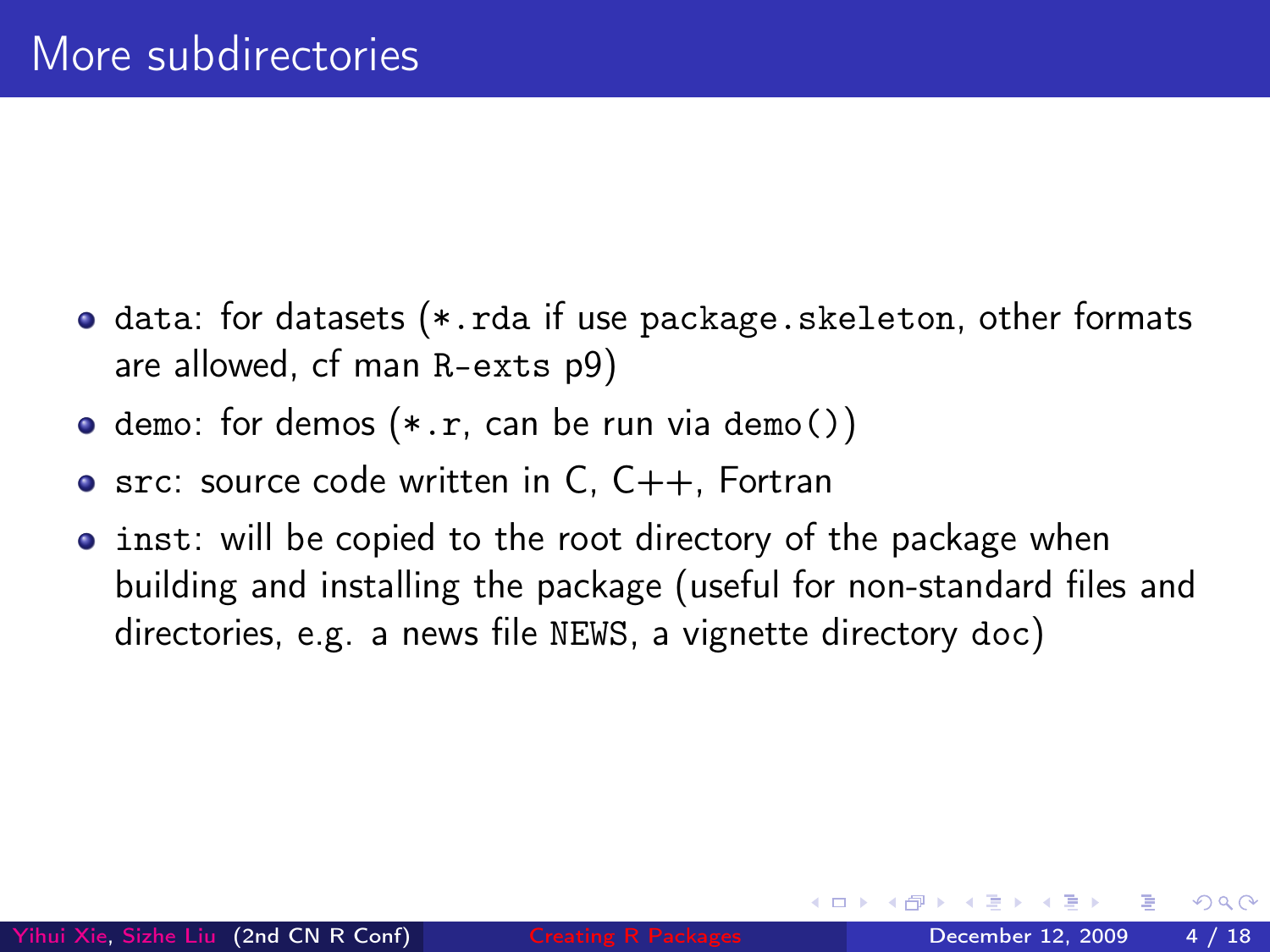# More subdirectories

- `data`: for datasets (`*.rda` if use `package.skeleton`, other formats are allowed, cf man `R-exts` p9)
- `demo`: for demos (`*.r`, can be run via `demo()`)
- `src`: source code written in C, C++, Fortran
- `inst`: will be copied to the root directory of the package when building and installing the package (useful for non-standard files and directories, e.g. a news file `NEWS`, a vignette directory `doc`)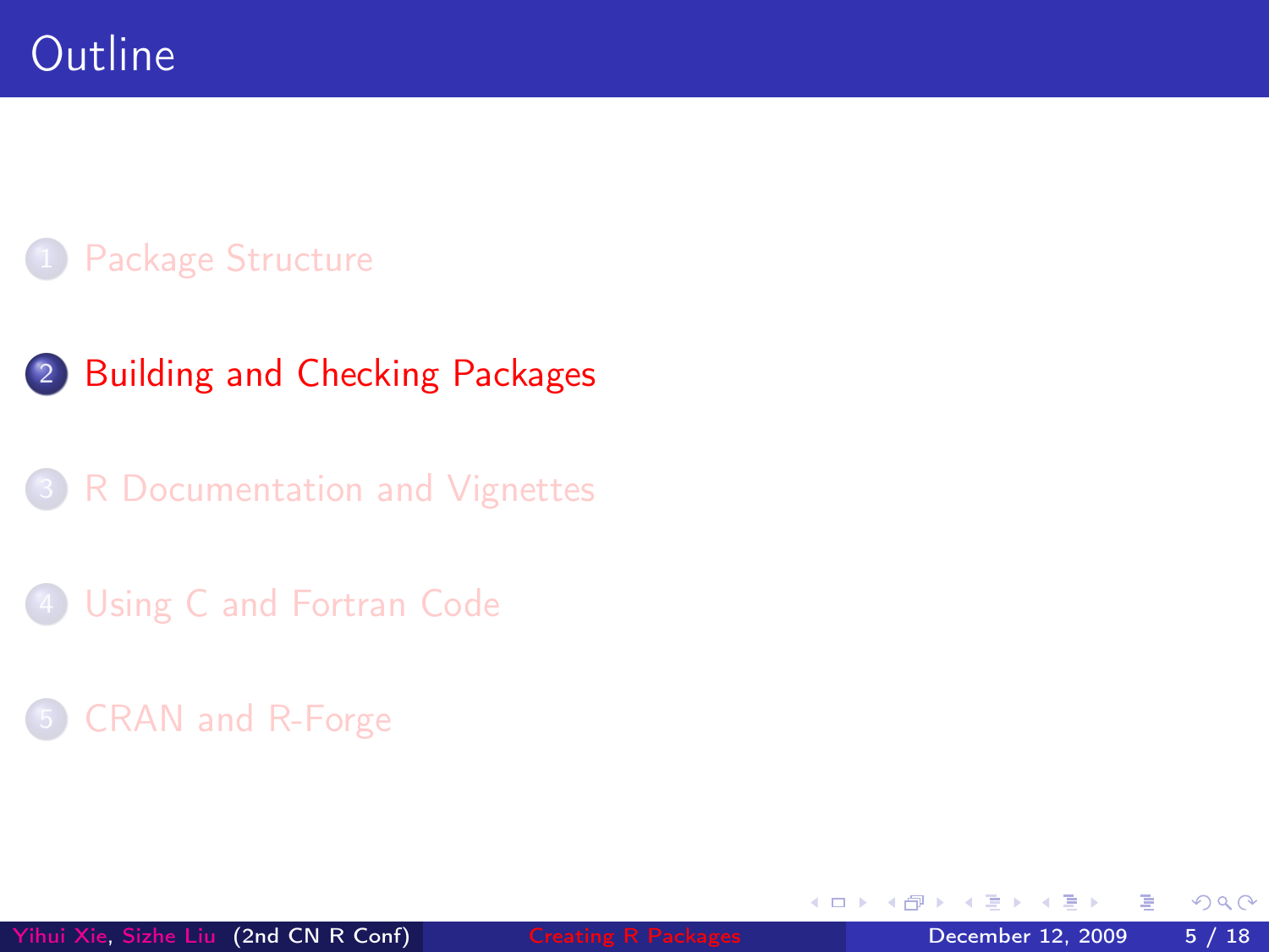# Outline

1. Package Structure
2. **Building and Checking Packages**
3. R Documentation and Vignettes
4. Using C and Fortran Code
5. CRAN and R-Forge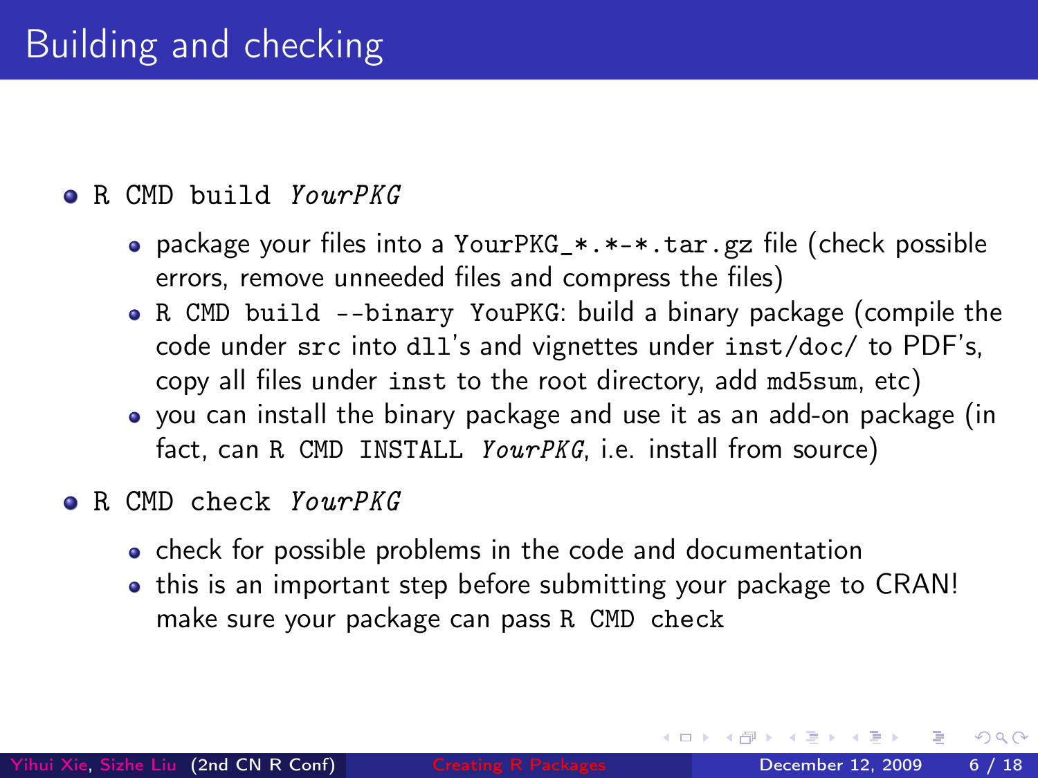# Building and checking

- `R CMD build` *YourPKG*
  - package your files into a `YourPKG_*.*-*.tar.gz` file (check possible errors, remove unneeded files and compress the files)
  - `R CMD build --binary YouPKG`: build a binary package (compile the code under `src` into `dll`'s and vignettes under `inst/doc/` to PDF's, copy all files under `inst` to the root directory, add `md5sum`, etc)
  - you can install the binary package and use it as an add-on package (in fact, can `R CMD INSTALL` *YourPKG*, i.e. install from source)
- `R CMD check` *YourPKG*
  - check for possible problems in the code and documentation
  - this is an important step before submitting your package to CRAN! make sure your package can pass `R CMD check`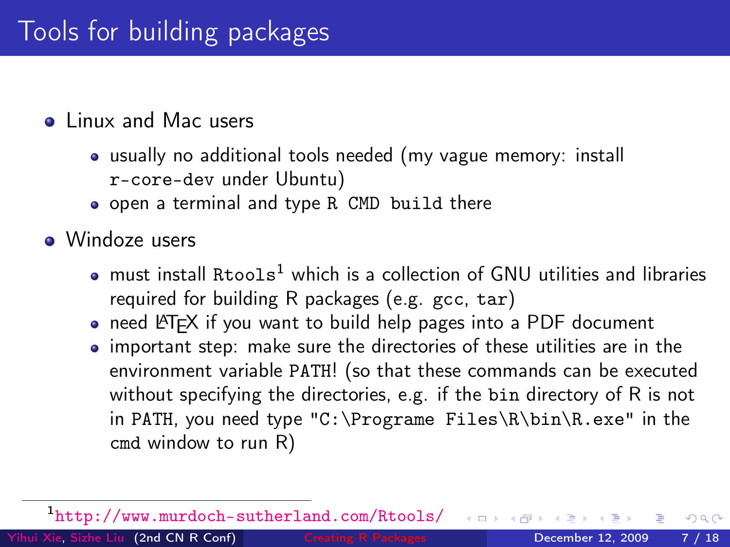# Tools for building packages

- Linux and Mac users
  - usually no additional tools needed (my vague memory: install `r-core-dev` under Ubuntu)
  - open a terminal and type `R CMD build` there
- Windoze users
  - must install `Rtools`[1] which is a collection of GNU utilities and libraries required for building R packages (e.g. `gcc`, `tar`)
  - need LaTeX if you want to build help pages into a PDF document
  - important step: make sure the directories of these utilities are in the environment variable `PATH`! (so that these commands can be executed without specifying the directories, e.g. if the `bin` directory of R is not in `PATH`, you need type `"C:\Programe Files\R\bin\R.exe"` in the `cmd` window to run R)

[1] http://www.murdoch-sutherland.com/Rtools/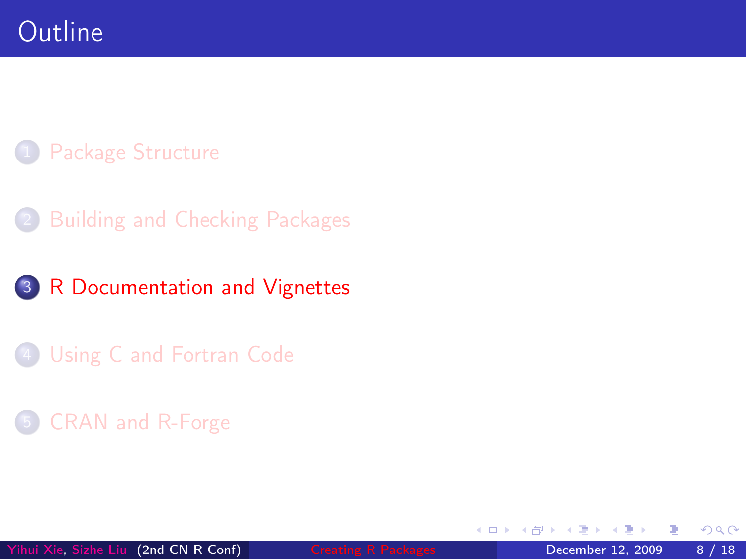# Outline

1. Package Structure

2. Building and Checking Packages

3. **R Documentation and Vignettes**

4. Using C and Fortran Code

5. CRAN and R-Forge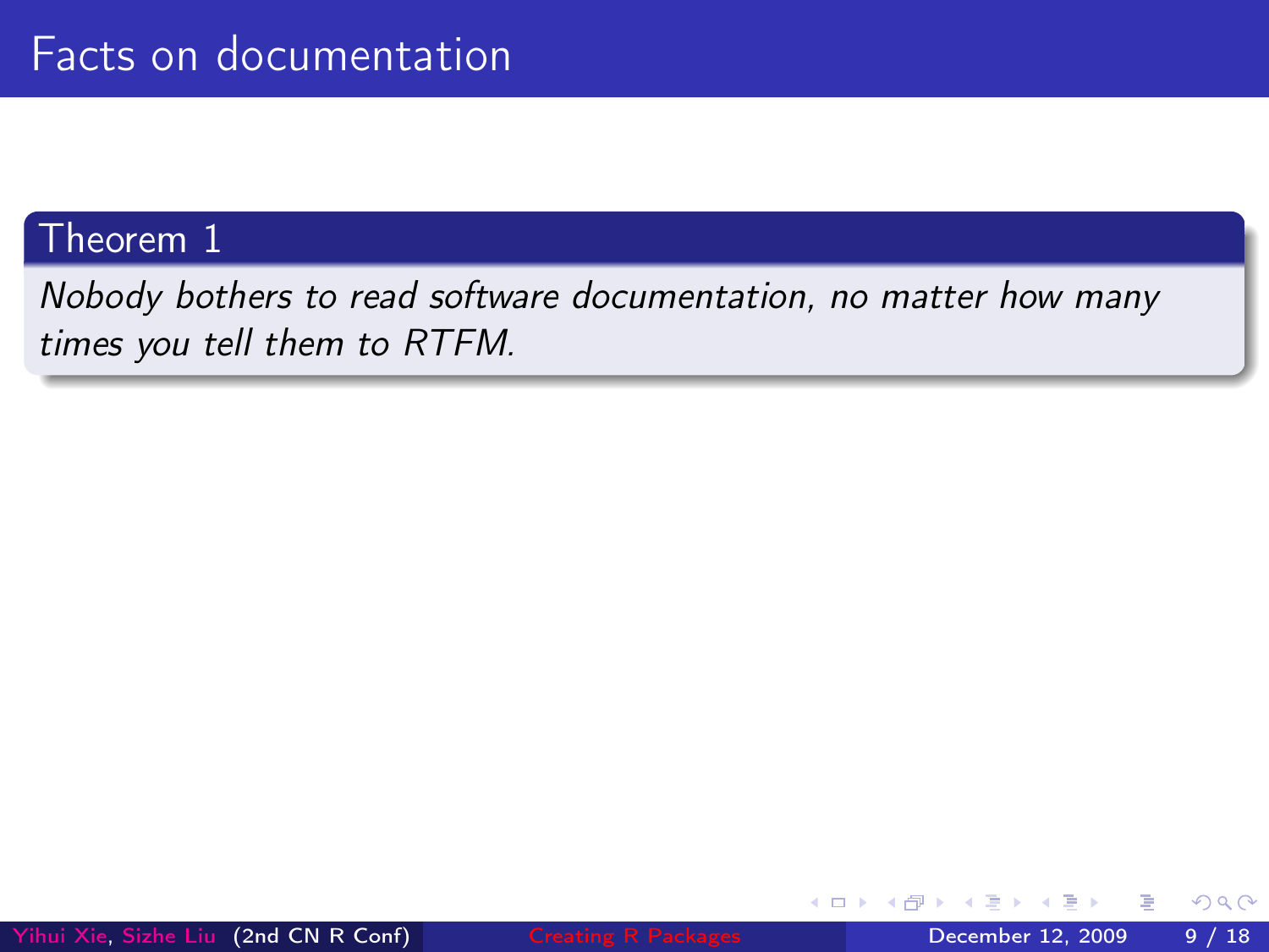# Facts on documentation

**Theorem 1**

*Nobody bothers to read software documentation, no matter how many times you tell them to RTFM.*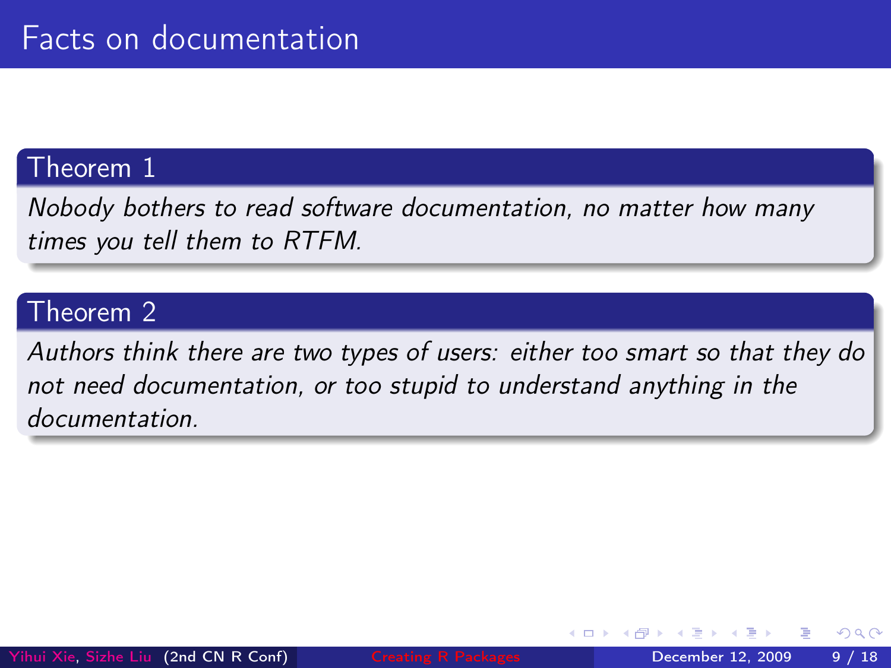# Facts on documentation

**Theorem 1**

*Nobody bothers to read software documentation, no matter how many times you tell them to RTFM.*

**Theorem 2**

*Authors think there are two types of users: either too smart so that they do not need documentation, or too stupid to understand anything in the documentation.*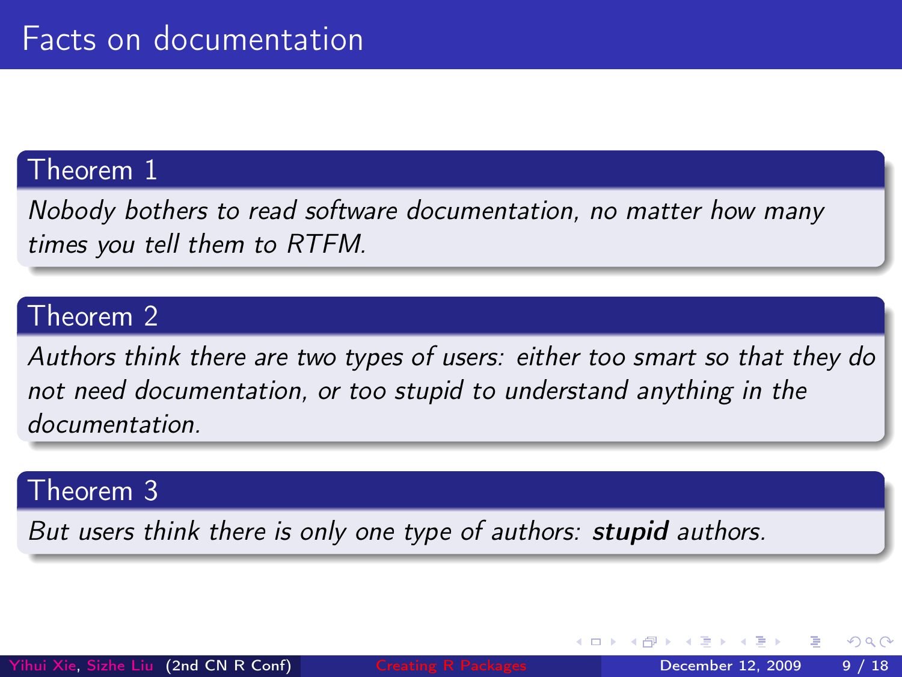# Facts on documentation

**Theorem 1**

*Nobody bothers to read software documentation, no matter how many times you tell them to RTFM.*

**Theorem 2**

*Authors think there are two types of users: either too smart so that they do not need documentation, or too stupid to understand anything in the documentation.*

**Theorem 3**

*But users think there is only one type of authors:* ***stupid*** *authors.*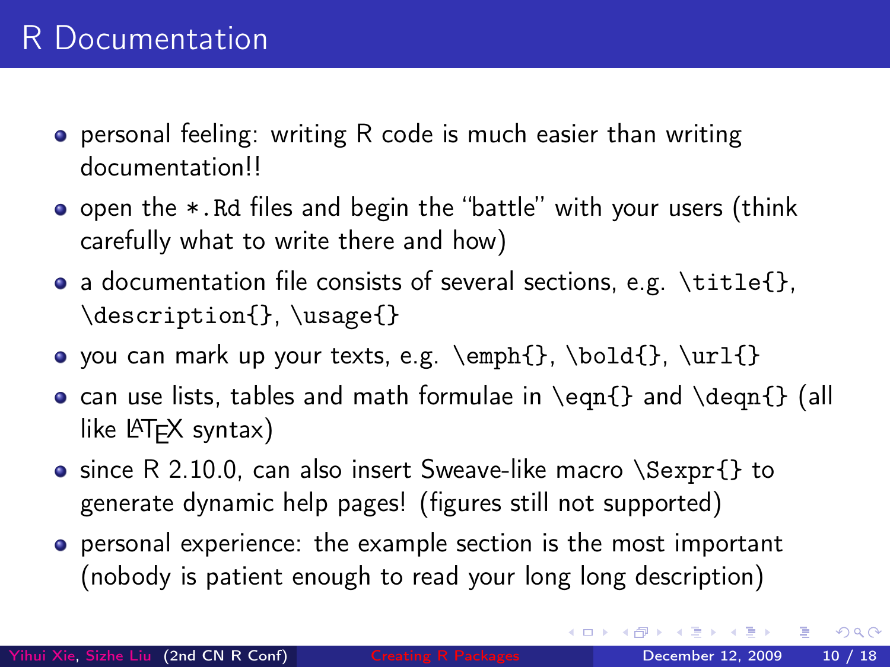# R Documentation

- personal feeling: writing R code is much easier than writing documentation!!
- open the `*.Rd` files and begin the "battle" with your users (think carefully what to write there and how)
- a documentation file consists of several sections, e.g. `\title{}`, `\description{}`, `\usage{}`
- you can mark up your texts, e.g. `\emph{}`, `\bold{}`, `\url{}`
- can use lists, tables and math formulae in `\eqn{}` and `\deqn{}` (all like LaTeX syntax)
- since R 2.10.0, can also insert Sweave-like macro `\Sexpr{}` to generate dynamic help pages! (figures still not supported)
- personal experience: the example section is the most important (nobody is patient enough to read your long long description)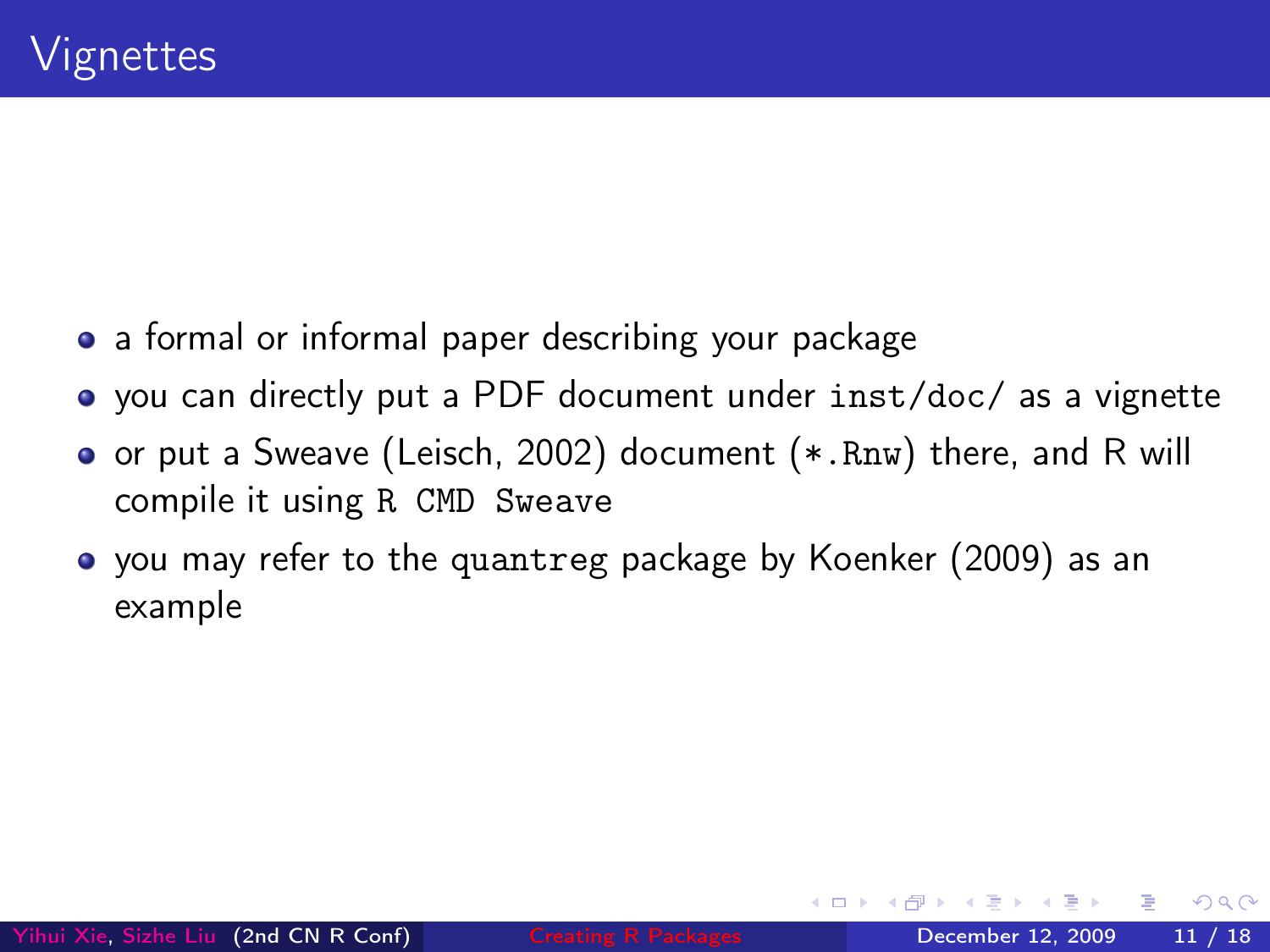# Vignettes

- a formal or informal paper describing your package
- you can directly put a PDF document under `inst/doc/` as a vignette
- or put a Sweave (Leisch, 2002) document (`*.Rnw`) there, and R will compile it using `R CMD Sweave`
- you may refer to the `quantreg` package by Koenker (2009) as an example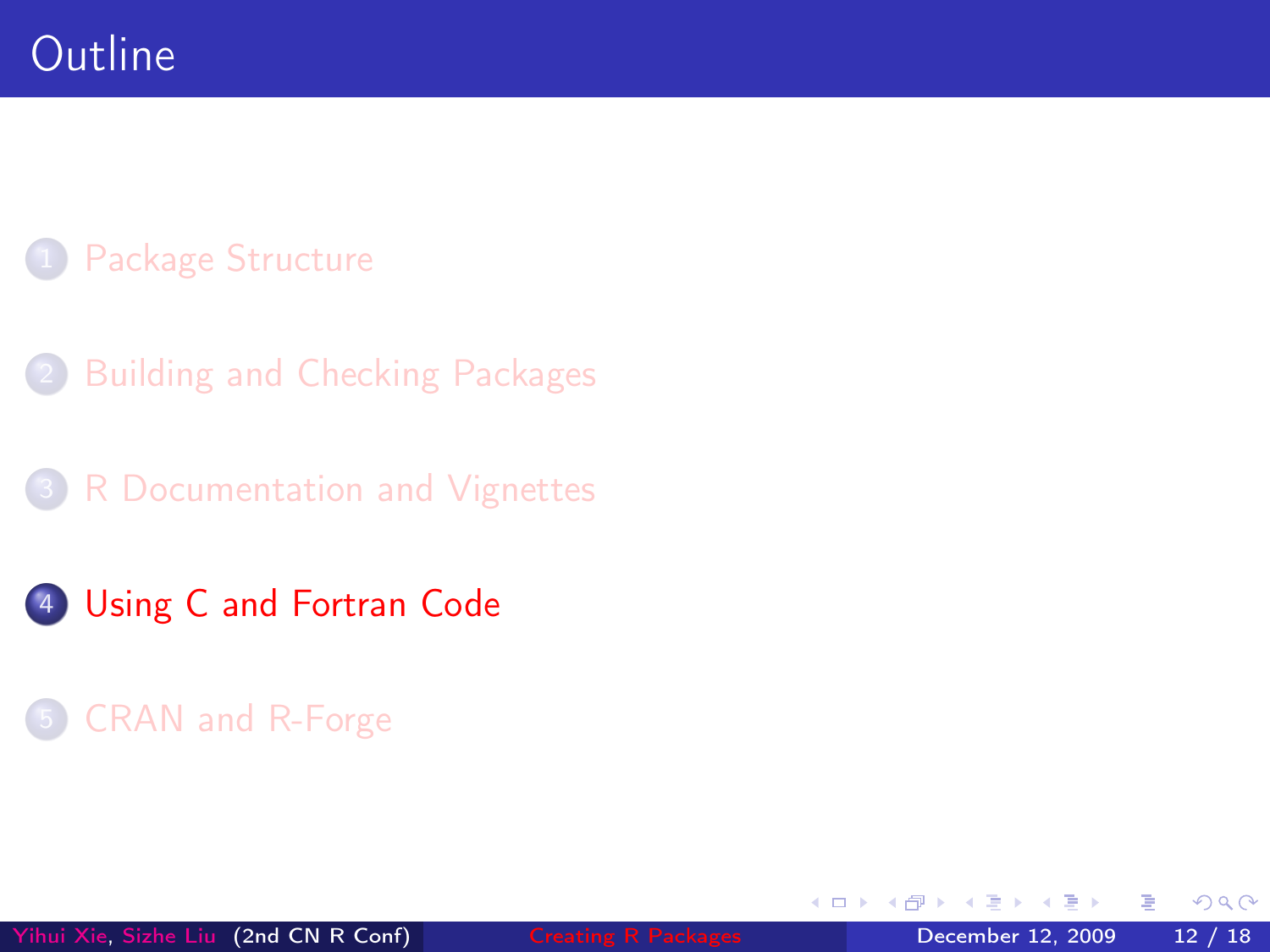# Outline

1. Package Structure
2. Building and Checking Packages
3. R Documentation and Vignettes
4. **Using C and Fortran Code**
5. CRAN and R-Forge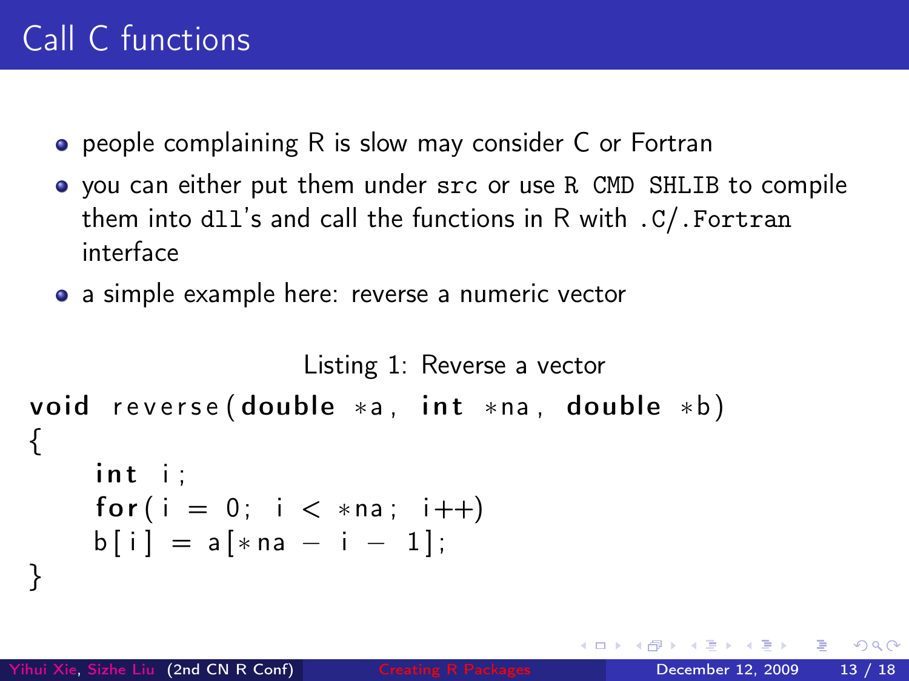# Call C functions

- people complaining R is slow may consider C or Fortran
- you can either put them under `src` or use `R CMD SHLIB` to compile them into `dll`'s and call the functions in R with `.C`/`.Fortran` interface
- a simple example here: reverse a numeric vector

Listing 1: Reverse a vector

```
void reverse(double *a, int *na, double *b)
{
    int i;
    for(i = 0; i < *na; i++)
    b[i] = a[*na - i - 1];
}
```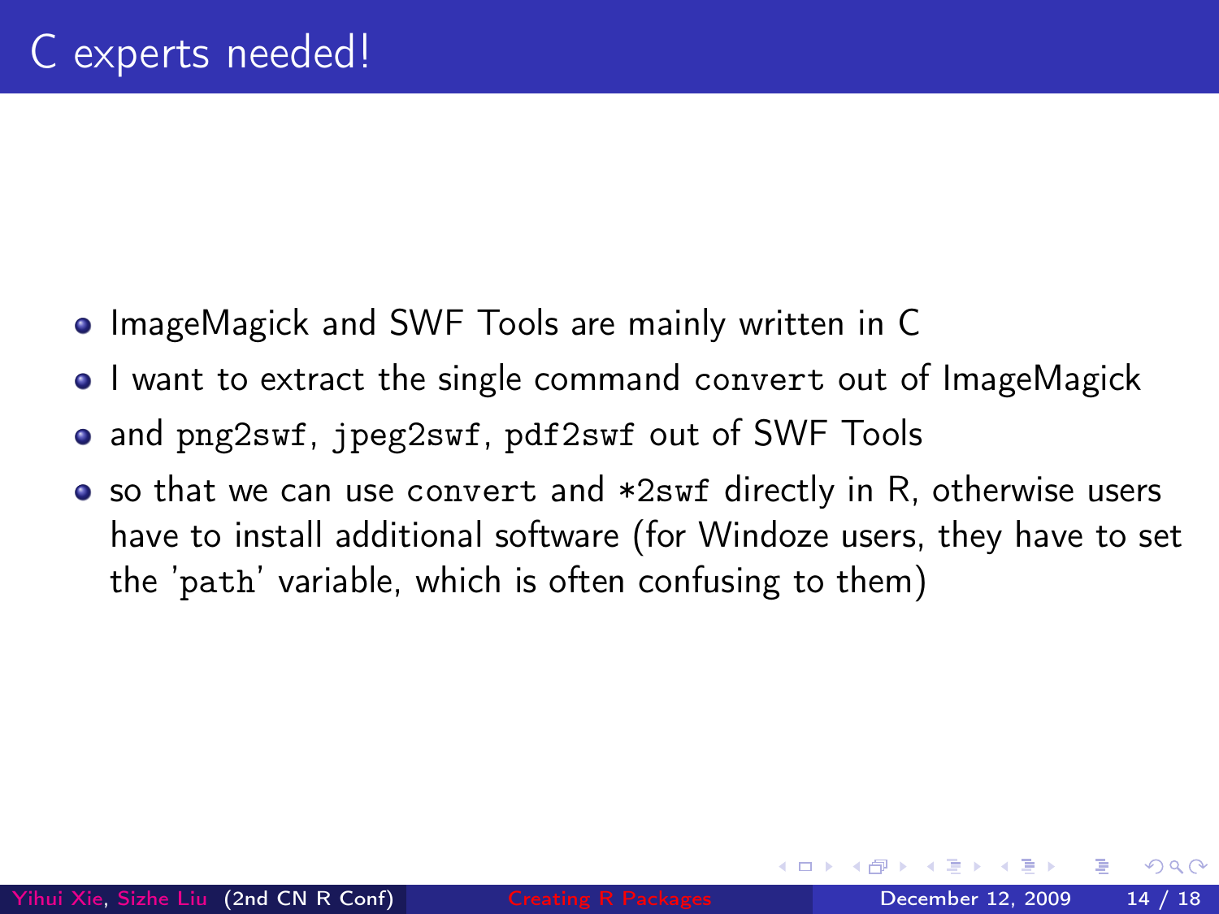# C experts needed!

- ImageMagick and SWF Tools are mainly written in C
- I want to extract the single command `convert` out of ImageMagick
- and `png2swf`, `jpeg2swf`, `pdf2swf` out of SWF Tools
- so that we can use `convert` and `*2swf` directly in R, otherwise users have to install additional software (for Windoze users, they have to set the '`path`' variable, which is often confusing to them)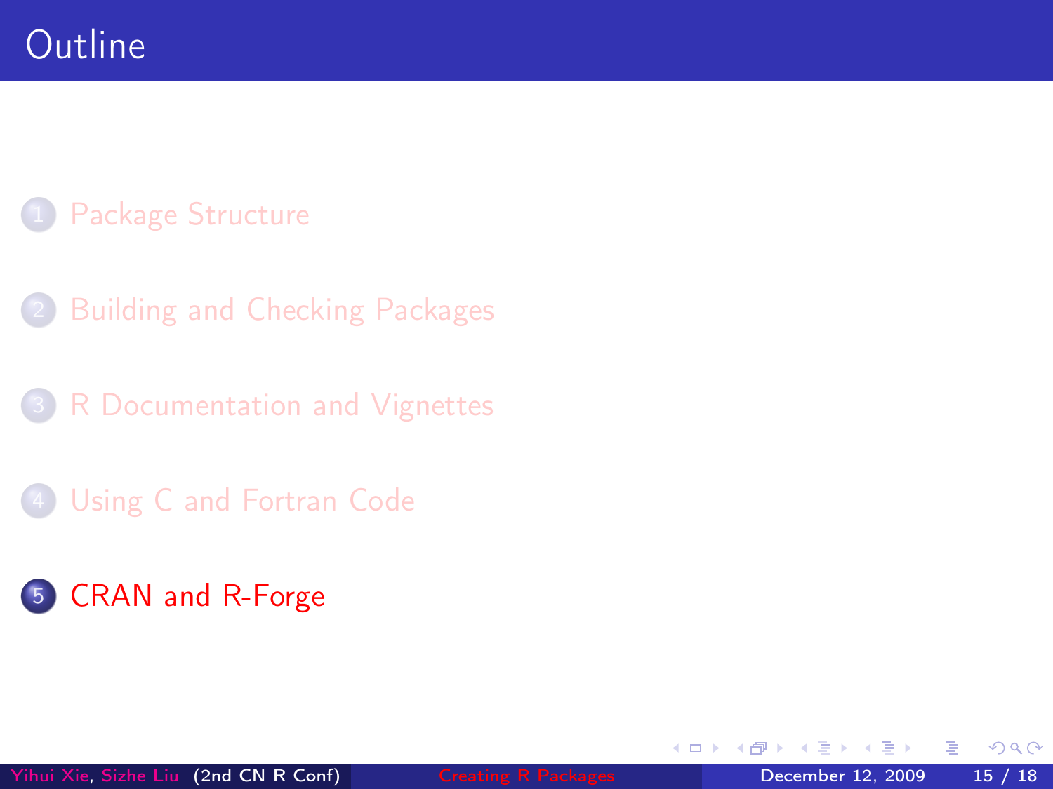# Outline

1. Package Structure
2. Building and Checking Packages
3. R Documentation and Vignettes
4. Using C and Fortran Code
5. CRAN and R-Forge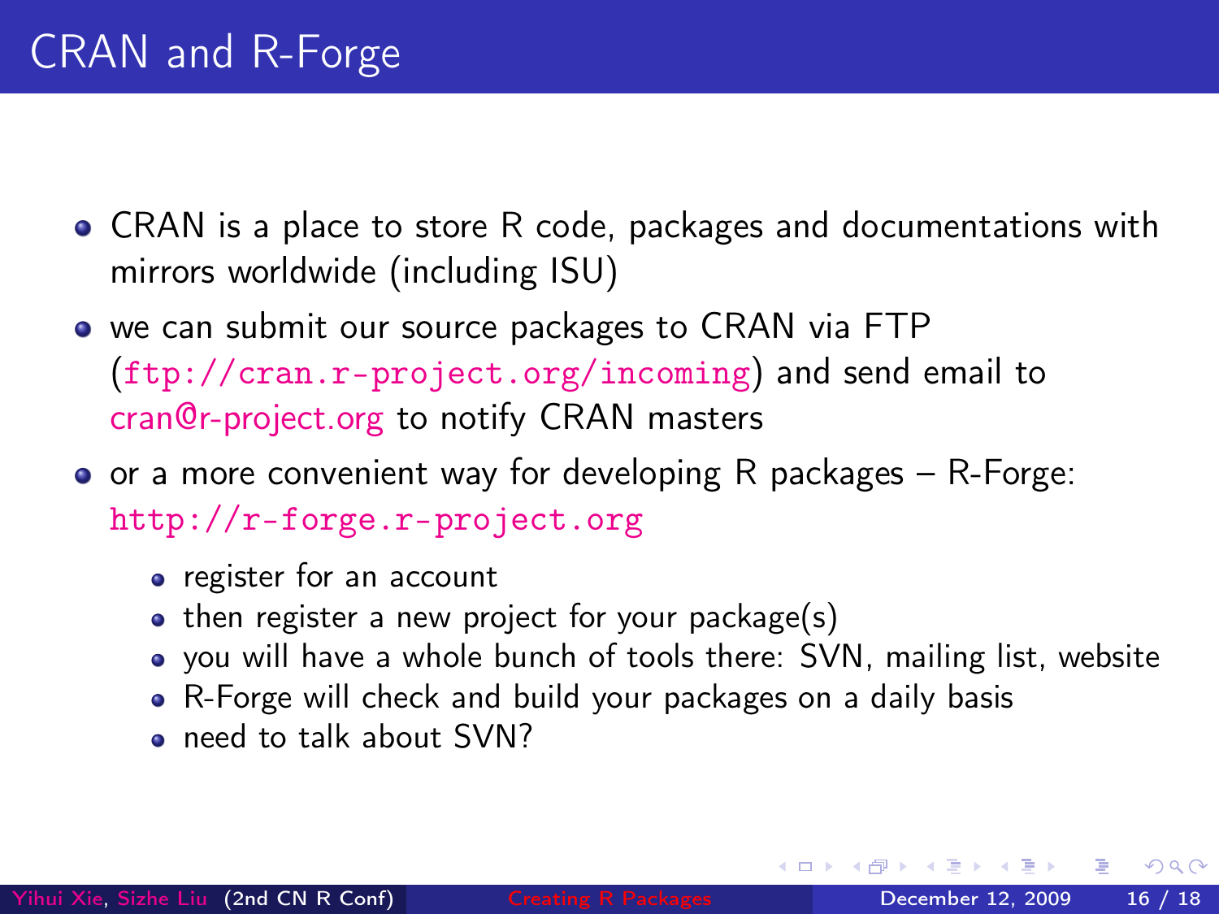# CRAN and R-Forge

- CRAN is a place to store R code, packages and documentations with mirrors worldwide (including ISU)
- we can submit our source packages to CRAN via FTP (`ftp://cran.r-project.org/incoming`) and send email to cran@r-project.org to notify CRAN masters
- or a more convenient way for developing R packages – R-Forge: `http://r-forge.r-project.org`
  - register for an account
  - then register a new project for your package(s)
  - you will have a whole bunch of tools there: SVN, mailing list, website
  - R-Forge will check and build your packages on a daily basis
  - need to talk about SVN?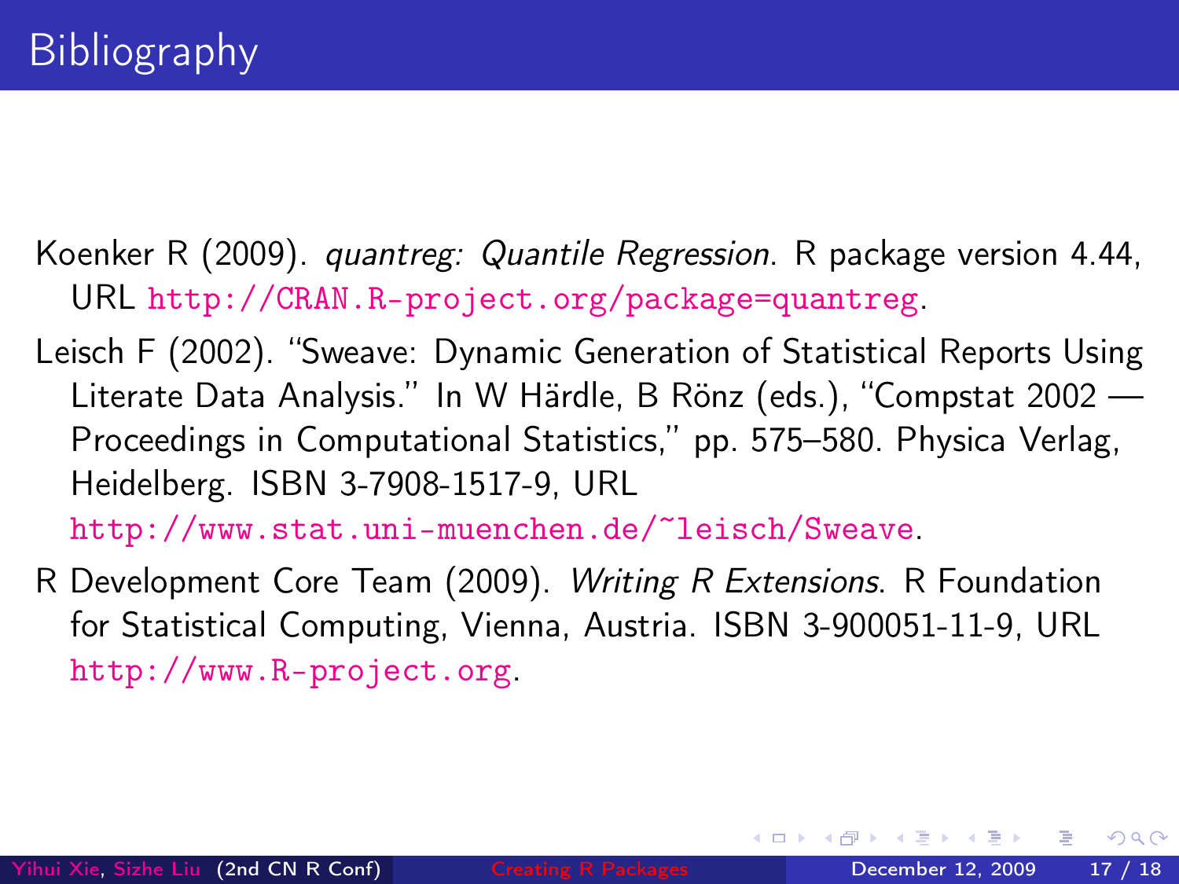# Bibliography

Koenker R (2009). *quantreg: Quantile Regression*. R package version 4.44, URL http://CRAN.R-project.org/package=quantreg.

Leisch F (2002). "Sweave: Dynamic Generation of Statistical Reports Using Literate Data Analysis." In W Härdle, B Rönz (eds.), "Compstat 2002 — Proceedings in Computational Statistics," pp. 575–580. Physica Verlag, Heidelberg. ISBN 3-7908-1517-9, URL http://www.stat.uni-muenchen.de/~leisch/Sweave.

R Development Core Team (2009). *Writing R Extensions*. R Foundation for Statistical Computing, Vienna, Austria. ISBN 3-900051-11-9, URL http://www.R-project.org.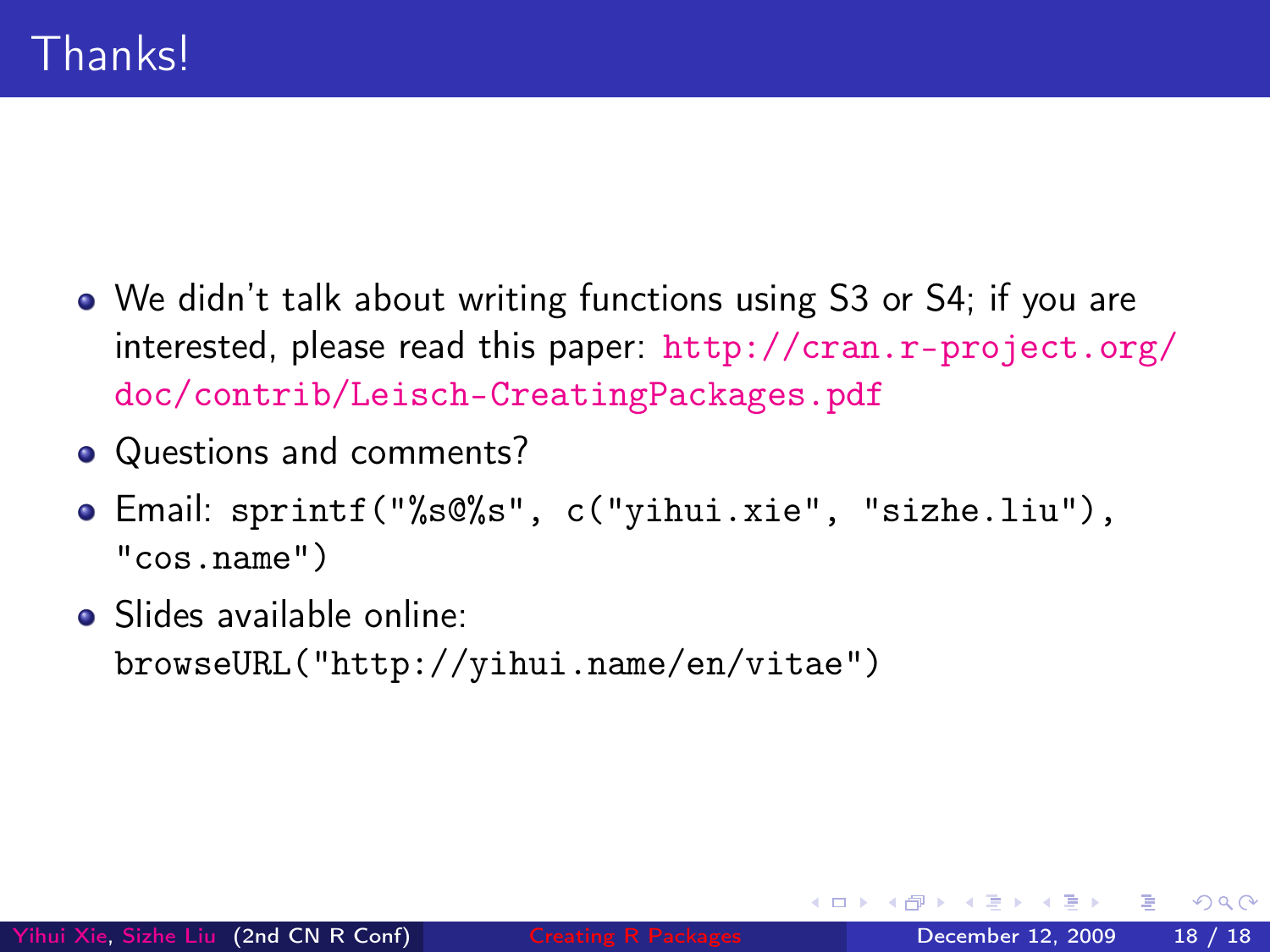# Thanks!

- We didn't talk about writing functions using S3 or S4; if you are interested, please read this paper: http://cran.r-project.org/doc/contrib/Leisch-CreatingPackages.pdf
- Questions and comments?
- Email: `sprintf("%s@%s", c("yihui.xie", "sizhe.liu"), "cos.name")`
- Slides available online: `browseURL("http://yihui.name/en/vitae")`